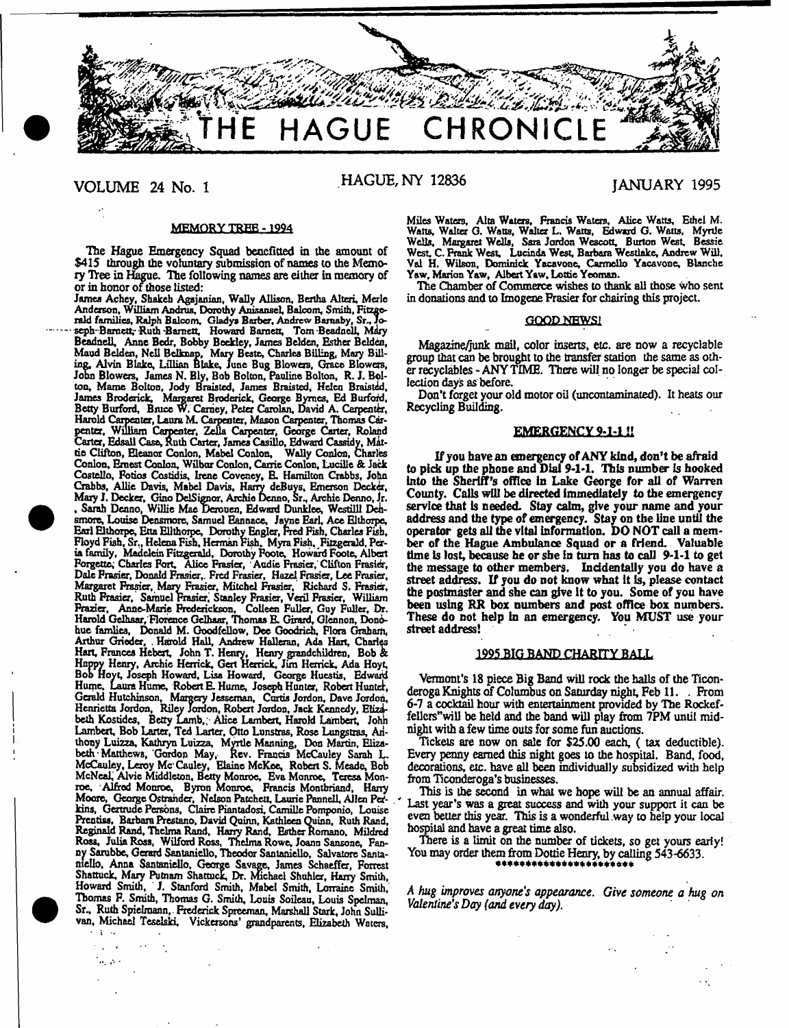# THE HAGUE CHRONICLE

VOLUME 24 No. 1 HAGUE, NY 12836 JANUARY 1995

## MEMORY TREE - 1994

The Hague Emergency Squad benefitted in the amount of $415 through the voluntary submission of names to the Memory Tree in Hague. The following names are either in memory of or in honor of those listed:

James Achey, Shakeh Agajanian, Wally Allison, Bertha Alteri, Merle Anderson, William Andrus, Dorothy Anisansel, Balcom, Smith, Fitzgerald families, Ralph Balcom, Gladys Barber, Andrew Barnaby, Sr., Joseph Barnett, Ruth Barnett, Howard Barnett, Tom Beadnell, Mary Beadnell, Anne Bedr, Bobby Beckley, James Belden, Esther Belden, Maud Belden, Nell Belknap, Mary Beste, Charles Billing, Mary Billing, Alvin Blake, Lillian Blake, June Bug Blowers, Grace Blowers, John Blowers, James N. Bly, Bob Bolton, Pauline Bolton, R. J. Bolton, Mame Bolton, Jody Braisted, James Braisted, Helen Braisted, James Broderick, Margaret Broderick, George Byrnes, Ed Burford, Betty Burford, Bruce W. Carney, Peter Carolan, David A. Carpenter, Harold Carpenter, Laura M. Carpenter, Mason Carpenter, Thomas Carpenter, William Carpenter, Zella Carpenter, George Carter, Roland Carter, Edsall Case, Ruth Carter, James Casillo, Edward Cassidy, Mattie Clifton, Eleanor Conlon, Mabel Conlon, Wally Conlon, Charles Conlon, Ernest Conlon, Wilbur Conlon, Carrie Conlon, Lucille & Jack Costello, Fotios Costidis, Irene Coveney, E. Hamilton Crabbs, John Crabbs, Allie Davis, Mabel Davis, Harry deBuys, Emerson Decker, Mary J. Decker, Gino DelSignor, Archie Denno, Sr., Archie Denno, Jr., Sarah Denno, Willie Mae Derouen, Edward Dunklee, Westilll Densmore, Louise Densmore, Samuel Eannace, Jayne Earl, Ace Elthorpe, Earl Elthorpe, Etta Elthorpe, Dorothy Engler, Fred Fish, Charles Fish, Floyd Fish, Sr., Helena Fish, Herman Fish, Myra Fish, Fitzgerald, Peria family, Madelein Fitzgerald, Dorothy Foote, Howard Foote, Albert Forgette, Charles Fort, Alice Frasier, Audie Frasier, Clifton Frasier, Dale Frasier, Donald Frasier, Fred Frasier, Hazel Frasier, Lee Frasier, Margaret Frasier, Mary Frasier, Mitchel Frasier, Richard S. Frasier, Ruth Frasier, Samuel Frasier, Stanley Frasier, Veril Frasier, William Frazier, Anne-Marie Frederickson, Colleen Fuller, Guy Fuller, Dr. Harold Gelhaar, Florence Gelhaar, Thomas E. Girard, Glennon, Donohue families, Donald M. Goodfellow, Dee Goodrich, Flora Graham, Arthur Grieder, Harold Hall, Andrew Halleran, Ada Hart, Charles Hart, Frances Hebert, John T. Henry, Henry grandchildren, Bob & Happy Henry, Archie Herrick, Gert Herrick, Jim Herrick, Ada Hoyt, Bob Hoyt, Joseph Howard, Lisa Howard, George Huestis, Edward Hume, Laura Hume, Robert E. Hume, Joseph Hunter, Robert Hunter, Gerald Hutchinson, Margery Jesseman, Curtis Jordon, Dave Jordon, Henrietta Jordon, Riley Jordon, Robert Jordon, Jack Kennedy, Elizabeth Kostides, Betty Lamb, Alice Lambert, Harold Lambert, John Lambert, Bob Larter, Ted Larter, Otto Lunstras, Rose Lungstras, Anthony Luizza, Kathryn Luizza, Myrtle Manning, Don Martin, Elizabeth Matthews, Gordon May, Rev. Francis McCauley Sarah L. McCauley, Leroy Mc Cauley, Elaine McKee, Robert S. Meade, Bob McNeal, Alvie Middleton, Betty Monroe, Eva Monroe, Teresa Monroe, Alfred Monroe, Byron Monroe, Francis Montbriand, Harry Moore, George Ostrander, Nelson Patchett, Laurie Pannell, Allen Perkins, Gertrude Persons, Claire Piantadosi, Camille Pomponio, Louise Prentiss, Barbara Prestano, David Quinn, Kathleen Quinn, Ruth Rand, Reginald Rand, Thelma Rand, Harry Rand, Esther Romano, Mildred Ross, Julia Ross, Wilford Ross, Thelma Rowe, Joann Sansone, Fanny Sarubbe, Gerard Santaniello, Theodor Santaniello, Salvatore Santaniello, Anna Santaniello, George Savage, James Schaeffer, Forrest Shattuck, Mary Putnam Shattuck, Dr. Michael Shuhler, Harry Smith, Howard Smith, J. Stanford Smith, Mabel Smith, Lorraine Smith, Thomas F. Smith, Thomas G. Smith, Louis Soileau, Louis Spelman, Sr., Ruth Spielmann, Frederick Spreeman, Marshall Stark, John Sullivan, Michael Teselski, Vickersons' grandparents, Elizabeth Waters, Miles Waters, Alta Waters, Francis Waters, Alice Watts, Ethel M. Watts, Walter G. Watts, Walter L. Watts, Edward G. Watts, Myrtle Wells, Margaret Wells, Sara Jordon Wescott, Burton West, Bessie West, C. Frank West, Lucinda West, Barbara Westlake, Andrew Will, Val H. Wilson, Dominick Yacavone, Carmello Yacavone, Blanche Yaw, Marion Yaw, Albert Yaw, Lottie Yeoman.

The Chamber of Commerce wishes to thank all those who sent in donations and to Imogene Frasier for chairing this project.

## GOOD NEWS!

Magazine/junk mail, color inserts, etc. are now a recyclable group that can be brought to the transfer station the same as other recyclables - ANY TIME. There will no longer be special collection days as before.

Don't forget your old motor oil (uncontaminated). It heats our Recycling Building.

## EMERGENCY 9-1-1!!

**If you have an emergency of ANY kind, don't be afraid to pick up the phone and Dial 9-1-1. This number is hooked into the Sheriff's office in Lake George for all of Warren County. Calls will be directed immediately to the emergency service that is needed. Stay calm, give your name and your address and the type of emergency. Stay on the line until the operator gets all the vital information. DO NOT call a member of the Hague Ambulance Squad or a friend. Valuable time is lost, because he or she in turn has to call 9-1-1 to get the message to other members. Incidentally you do have a street address. If you do not know what it is, please contact the postmaster and she can give it to you. Some of you have been using RR box numbers and post office box numbers. These do not help in an emergency. You MUST use your street address!**

## 1995 BIG BAND CHARITY BALL

Vermont's 18 piece Big Band will rock the halls of the Ticonderoga Knights of Columbus on Saturday night, Feb 11. . From 6-7 a cocktail hour with entertainment provided by The Rockeffellers"will be held and the band will play from 7PM until midnight with a few time outs for some fun auctions.

Tickets are now on sale for $25.00 each, ( tax deductible). Every penny earned this night goes to the hospital. Band, food, decorations, etc. have all been individually subsidized with help from Ticonderoga's businesses.

This is the second in what we hope will be an annual affair. Last year's was a great success and with your support it can be even better this year. This is a wonderful way to help your local hospital and have a great time also.

There is a limit on the number of tickets, so get yours early! You may order them from Dottie Henry, by calling 543-6633.

\*\*\*\*\*\*\*\*\*\*\*\*\*\*\*\*\*\*\*\*\*\*\*\*

*A hug improves anyone's appearance. Give someone a hug on Valentine's Day (and every day).*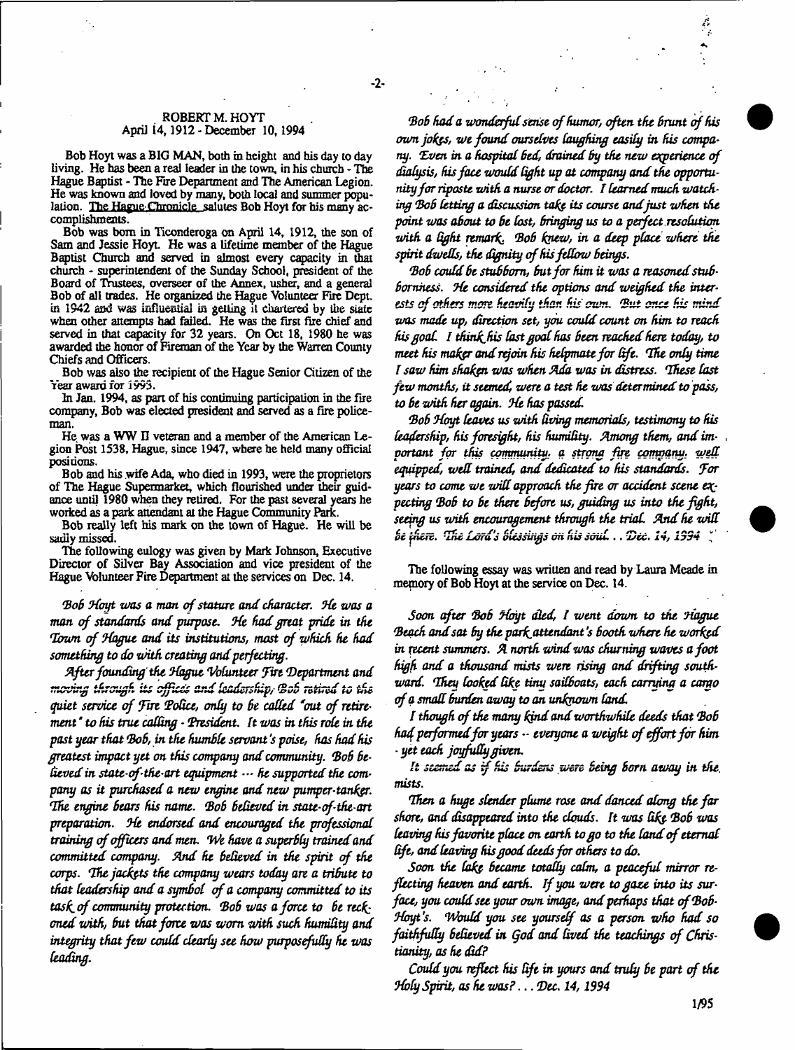## ROBERT M. HOYT
April 14, 1912 - December 10, 1994

Bob Hoyt was a BIG MAN, both in height and his day to day living. He has been a real leader in the town, in his church - The Hague Baptist - The Fire Department and The American Legion. He was known and loved by many, both local and summer population. The Hague Chronicle salutes Bob Hoyt for his many accomplishments.

Bob was born in Ticonderoga on April 14, 1912, the son of Sam and Jessie Hoyt. He was a lifetime member of the Hague Baptist Church and served in almost every capacity in that church - superintendent of the Sunday School, president of the Board of Trustees, overseer of the Annex, usher, and a general Bob of all trades. He organized the Hague Volunteer Fire Dept. in 1942 and was influential in getting it chartered by the state when other attempts had failed. He was the first fire chief and served in that capacity for 32 years. On Oct 18, 1980 he was awarded the honor of Fireman of the Year by the Warren County Chiefs and Officers.

Bob was also the recipient of the Hague Senior Citizen of the Year award for 1993.

In Jan. 1994, as part of his continuing participation in the fire company, Bob was elected president and served as a fire policeman.

He was a WW II veteran and a member of the American Legion Post 1538, Hague, since 1947, where he held many official positions.

Bob and his wife Ada, who died in 1993, were the proprietors of The Hague Supermarket, which flourished under their guidance until 1980 when they retired. For the past several years he worked as a park attendant at the Hague Community Park.

Bob really left his mark on the town of Hague. He will be sadly missed.

The following eulogy was given by Mark Johnson, Executive Director of Silver Bay Association and vice president of the Hague Volunteer Fire Department at the services on Dec. 14.

*Bob Hoyt was a man of stature and character. He was a man of standards and purpose. He had great pride in the Town of Hague and its institutions, most of which he had something to do with creating and perfecting.*

*After founding the Hague Volunteer Fire Department and moving through its offices and leadership, Bob retired to the quiet service of Fire Police, only to be called "out of retirement" to his true calling - President. It was in this role in the past year that Bob, in the humble servant's poise, has had his greatest impact yet on this company and community. Bob believed in state-of-the-art equipment --- he supported the company as it purchased a new engine and new pumper-tanker. The engine bears his name. Bob believed in state-of-the-art preparation. He endorsed and encouraged the professional training of officers and men. We have a superbly trained and committed company. And he believed in the spirit of the corps. The jackets the company wears today are a tribute to that leadership and a symbol of a company committed to its task of community protection. Bob was a force to be reckoned with, but that force was worn with such humility and integrity that few could clearly see how purposefully he was leading.*

*Bob had a wonderful sense of humor, often the brunt of his own jokes, we found ourselves laughing easily in his company. Even in a hospital bed, drained by the new experience of dialysis, his face would light up at company and the opportunity for riposte with a nurse or doctor. I learned much watching Bob letting a discussion take its course and just when the point was about to be lost, bringing us to a perfect resolution with a light remark. Bob knew, in a deep place where the spirit dwells, the dignity of his fellow beings.*

*Bob could be stubborn, but for him it was a reasoned stubbornness. He considered the options and weighed the interests of others more heavily than his own. But once his mind was made up, direction set, you could count on him to reach his goal. I think his last goal has been reached here today, to meet his maker and rejoin his helpmate for life. The only time I saw him shaken was when Ada was in distress. These last few months, it seemed, were a test he was determined to pass, to be with her again. He has passed.*

*Bob Hoyt leaves us with living memorials, testimony to his leadership, his foresight, his humility. Among them, and important for this community, a strong fire company, well equipped, well trained, and dedicated to his standards. For years to come we will approach the fire or accident scene expecting Bob to be there before us, guiding us into the fight, seeing us with encouragement through the trial. And he will be there. The Lord's blessings on his soul. . . Dec. 14, 1994*

The following essay was written and read by Laura Meade in memory of Bob Hoyt at the service on Dec. 14.

*Soon after Bob Hoyt died, I went down to the Hague Beach and sat by the park attendant's booth where he worked in recent summers. A north wind was churning waves a foot high and a thousand mists were rising and drifting southward. They looked like tiny sailboats, each carrying a cargo of a small burden away to an unknown land.*

*I though of the many kind and worthwhile deeds that Bob had performed for years -- everyone a weight of effort for him - yet each joyfully given.*

*It seemed as if his burdens were being born away in the mists.*

*Then a huge slender plume rose and danced along the far shore, and disappeared into the clouds. It was like Bob was leaving his favorite place on earth to go to the land of eternal life, and leaving his good deeds for others to do.*

*Soon the lake became totally calm, a peaceful mirror reflecting heaven and earth. If you were to gaze into its surface, you could see your own image, and perhaps that of Bob Hoyt's. Would you see yourself as a person who had so faithfully believed in God and lived the teachings of Christianity, as he did?*

*Could you reflect his life in yours and truly be part of the Holy Spirit, as he was? . . . Dec. 14, 1994*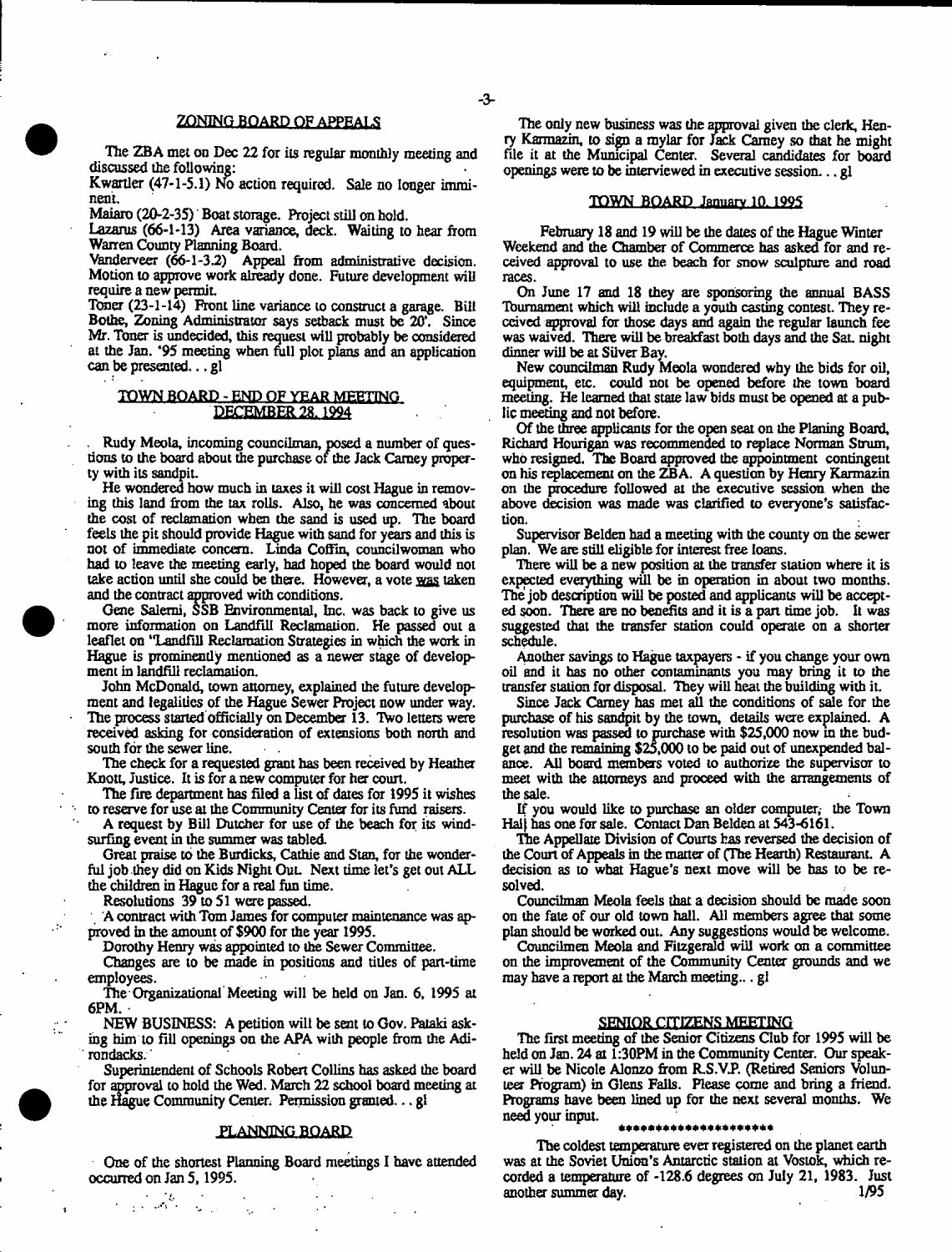## ZONING BOARD OF APPEALS

The ZBA met on Dec 22 for its regular monthly meeting and discussed the following:

Kwartler (47-1-5.1) No action required. Sale no longer imminent.

Maiaro (20-2-35) Boat storage. Project still on hold.

Lazarus (66-1-13) Area variance, deck. Waiting to hear from Warren County Planning Board.

Vanderveer (66-1-3.2) Appeal from administrative decision. Motion to approve work already done. Future development will require a new permit.

Toner (23-1-14) Front line variance to construct a garage. Bill Bothe, Zoning Administrator says setback must be 20'. Since Mr. Toner is undecided, this request will probably be considered at the Jan. '95 meeting when full plot plans and an application can be presented... gl

## TOWN BOARD - END OF YEAR MEETING DECEMBER 28, 1994

Rudy Meola, incoming councilman, posed a number of questions to the board about the purchase of the Jack Carney property with its sandpit.

He wondered how much in taxes it will cost Hague in removing this land from the tax rolls. Also, he was concerned about the cost of reclamation when the sand is used up. The board feels the pit should provide Hague with sand for years and this is not of immediate concern. Linda Coffin, councilwoman who had to leave the meeting early, had hoped the board would not take action until she could be there. However, a vote was taken and the contract approved with conditions.

Gene Salemi, SSB Environmental, Inc. was back to give us more information on Landfill Reclamation. He passed out a leaflet on "Landfill Reclamation Strategies in which the work in Hague is prominently mentioned as a newer stage of development in landfill reclamation.

John McDonald, town attorney, explained the future development and legalities of the Hague Sewer Project now under way. The process started officially on December 13. Two letters were received asking for consideration of extensions both north and south for the sewer line.

The check for a requested grant has been received by Heather Knott, Justice. It is for a new computer for her court.

The fire department has filed a list of dates for 1995 it wishes to reserve for use at the Community Center for its fund raisers.

A request by Bill Dutcher for use of the beach for its windsurfing event in the summer was tabled.

Great praise to the Burdicks, Cathie and Stan, for the wonderful job they did on Kids Night Out. Next time let's get out ALL the children in Hague for a real fun time.

Resolutions 39 to 51 were passed.

A contract with Tom James for computer maintenance was approved in the amount of $900 for the year 1995.

Dorothy Henry was appointed to the Sewer Committee.

Changes are to be made in positions and titles of part-time employees.

The Organizational Meeting will be held on Jan. 6, 1995 at 6PM.

NEW BUSINESS: A petition will be sent to Gov. Pataki asking him to fill openings on the APA with people from the Adirondacks.

Superintendent of Schools Robert Collins has asked the board for approval to hold the Wed. March 22 school board meeting at the Hague Community Center. Permission granted... gl

## PLANNING BOARD

One of the shortest Planning Board meetings I have attended occurred on Jan 5, 1995.

The only new business was the approval given the clerk, Henry Karmazin, to sign a mylar for Jack Carney so that he might file it at the Municipal Center. Several candidates for board openings were to be interviewed in executive session... gl

## TOWN BOARD January 10, 1995

February 18 and 19 will be the dates of the Hague Winter Weekend and the Chamber of Commerce has asked for and received approval to use the beach for snow sculpture and road races.

On June 17 and 18 they are sponsoring the annual BASS Tournament which will include a youth casting contest. They received approval for those days and again the regular launch fee was waived. There will be breakfast both days and the Sat. night dinner will be at Silver Bay.

New councilman Rudy Meola wondered why the bids for oil, equipment, etc. could not be opened before the town board meeting. He learned that state law bids must be opened at a public meeting and not before.

Of the three applicants for the open seat on the Planing Board, Richard Hourigan was recommended to replace Norman Strum, who resigned. The Board approved the appointment contingent on his replacement on the ZBA. A question by Henry Karmazin on the procedure followed at the executive session when the above decision was made was clarified to everyone's satisfaction.

Supervisor Belden had a meeting with the county on the sewer plan. We are still eligible for interest free loans.

There will be a new position at the transfer station where it is expected everything will be in operation in about two months. The job description will be posted and applicants will be accepted soon. There are no benefits and it is a part time job. It was suggested that the transfer station could operate on a shorter schedule.

Another savings to Hague taxpayers - if you change your own oil and it has no other contaminants you may bring it to the transfer station for disposal. They will heat the building with it.

Since Jack Carney has met all the conditions of sale for the purchase of his sandpit by the town, details were explained. A resolution was passed to purchase with $25,000 now in the budget and the remaining $25,000 to be paid out of unexpended balance. All board members voted to authorize the supervisor to meet with the attorneys and proceed with the arrangements of the sale.

If you would like to purchase an older computer, the Town Hall has one for sale. Contact Dan Belden at 543-6161.

The Appellate Division of Courts has reversed the decision of the Court of Appeals in the matter of (The Hearth) Restaurant. A decision as to what Hague's next move will be has to be resolved.

Councilman Meola feels that a decision should be made soon on the fate of our old town hall. All members agree that some plan should be worked out. Any suggestions would be welcome.

Councilmen Meola and Fitzgerald will work on a committee on the improvement of the Community Center grounds and we may have a report at the March meeting... gl

## SENIOR CITIZENS MEETING

The first meeting of the Senior Citizens Club for 1995 will be held on Jan. 24 at 1:30PM in the Community Center. Our speaker will be Nicole Alonzo from R.S.V.P. (Retired Seniors Volunteer Program) in Glens Falls. Please come and bring a friend. Programs have been lined up for the next several months. We need your input.

*********************

The coldest temperature ever registered on the planet earth was at the Soviet Union's Antarctic station at Vostok, which recorded a temperature of -128.6 degrees on July 21, 1983. Just another summer day. 1/95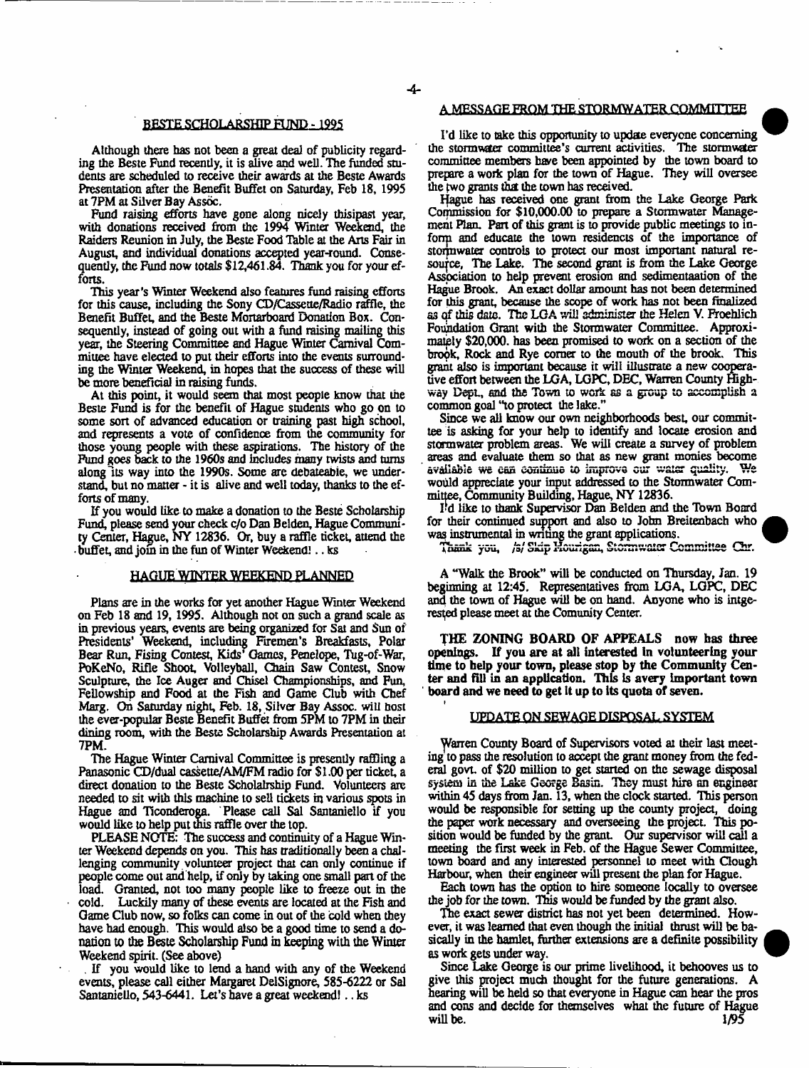## BESTE SCHOLARSHIP FUND - 1995

Although there has not been a great deal of publicity regarding the Beste Fund recently, it is alive and well. The funded students are scheduled to receive their awards at the Beste Awards Presentation after the Benefit Buffet on Saturday, Feb 18, 1995 at 7PM at Silver Bay Assoc.

Fund raising efforts have gone along nicely thisipast year, with donations received from the 1994 Winter Weekend, the Raiders Reunion in July, the Beste Food Table at the Arts Fair in August, and individual donations accepted year-round. Consequently, the Fund now totals $12,461.84. Thank you for your efforts.

This year's Winter Weekend also features fund raising efforts for this cause, including the Sony CD/Cassette/Radio raffle, the Benefit Buffet, and the Beste Mortarboard Donation Box. Consequently, instead of going out with a fund raising mailing this year, the Steering Committee and Hague Winter Carnival Committee have elected to put their efforts into the events surrounding the Winter Weekend, in hopes that the success of these will be more beneficial in raising funds.

At this point, it would seem that most people know that the Beste Fund is for the benefit of Hague students who go on to some sort of advanced education or training past high school, and represents a vote of confidence from the community for those young people with these aspirations. The history of the Fund goes back to the 1960s and includes many twists and turns along its way into the 1990s. Some are debateable, we understand, but no matter - it is alive and well today, thanks to the efforts of many.

If you would like to make a donation to the Beste Scholarship Fund, please send your check c/o Dan Belden, Hague Community Center, Hague, NY 12836. Or, buy a raffle ticket, attend the buffet, and join in the fun of Winter Weekend! .. ks

## HAGUE WINTER WEEKEND PLANNED

Plans are in the works for yet another Hague Winter Weekend on Feb 18 and 19, 1995. Although not on such a grand scale as in previous years, events are being organized for Sat and Sun of Presidents' Weekend, including Firemen's Breakfasts, Polar Bear Run, Fising Contest, Kids' Games, Penelope, Tug-of-War, PoKeNo, Rifle Shoot, Volleyball, Chain Saw Contest, Snow Sculpture, the Ice Auger and Chisel Championships, and Fun, Fellowship and Food at the Fish and Game Club with Chef Marg. On Saturday night, Feb. 18, Silver Bay Assoc. will host the ever-popular Beste Benefit Buffet from 5PM to 7PM in their dining room, with the Beste Scholarship Awards Presentation at 7PM.

The Hague Winter Carnival Committee is presently raffling a Panasonic CD/dual cassette/AM/FM radio for $1.00 per ticket, a direct donation to the Beste Scholalrship Fund. Volunteers are needed to sit with this machine to sell tickets in various spots in Hague and Ticonderoga. Please call Sal Santaniello if you would like to help put this raffle over the top.

PLEASE NOTE: The success and continuity of a Hague Winter Weekend depends on you. This has traditionally been a challenging community volunteer project that can only continue if people come out and help, if only by taking one small part of the load. Granted, not too many people like to freeze out in the cold. Luckily many of these events are located at the Fish and Game Club now, so folks can come in out of the cold when they have had enough. This would also be a good time to send a donation to the Beste Scholarship Fund in keeping with the Winter Weekend spirit. (See above)

If you would like to lend a hand with any of the Weekend events, please call either Margaret DelSignore, 585-6222 or Sal Santaniello, 543-6441. Let's have a great weekend! .. ks

## A MESSAGE FROM THE STORMWATER COMMITTEE

I'd like to take this opportunity to update everyone concerning the stormwater committee's current activities. The stormwater committee members have been appointed by the town board to prepare a work plan for the town of Hague. They will oversee the two grants that the town has received.

Hague has received one grant from the Lake George Park Commission for $10,000.00 to prepare a Stormwater Management Plan. Part of this grant is to provide public meetings to inform and educate the town residencts of the importance of stormwater controls to protect our most important natural resource, The Lake. The second grant is from the Lake George Association to help prevent erosion and sedimentaation of the Hague Brook. An exact dollar amount has not been determined for this grant, because the scope of work has not been finalized as of this date. The LGA will administer the Helen V. Froehlich Foundation Grant with the Stormwater Committee. Approximately $20,000. has been promised to work on a section of the brook, Rock and Rye corner to the mouth of the brook. This grant also is important because it will illustrate a new cooperative effort between the LGA, LGPC, DEC, Warren County Highway Dept., and the Town to work as a group to accomplish a common goal "to protect the lake."

Since we all know our own neighborhoods best, our committee is asking for your help to identify and locate erosion and stormwater problem areas. We will create a survey of problem areas and evaluate them so that as new grant monies become available we can continue to improve our water quality. We would appreciate your input addressed to the Stormwater Committee, Community Building, Hague, NY 12836.

I'd like to thank Supervisor Dan Belden and the Town Board for their continued support and also to John Breitenbach who was instrumental in writing the grant applications.

Thank you, /s/ Skip Hourigan, Stormwater Committee Chr.

A "Walk the Brook" will be conducted on Thursday, Jan. 19 beginning at 12:45. Representatives from LGA, LGPC, DEC and the town of Hague will be on hand. Anyone who is interested please meet at the Comunity Center.

**THE ZONING BOARD OF APPEALS now has three openings. If you are at all interested in volunteering your time to help your town, please stop by the Community Center and fill in an application. This is avery important town board and we need to get it up to its quota of seven.**

## UPDATE ON SEWAGE DISPOSAL SYSTEM

Warren County Board of Supervisors voted at their last meeting to pass the resolution to accept the grant money from the federal govt. of $20 million to get started on the sewage disposal system in the Lake George Basin. They must hire an engineer within 45 days from Jan. 13, when the clock started. This person would be responsible for setting up the county project, doing the paper work necessary and overseeing the project. This position would be funded by the grant. Our supervisor will call a meeting the first week in Feb. of the Hague Sewer Committee, town board and any interested personnel to meet with Clough Harbour, when their engineer will present the plan for Hague.

Each town has the option to hire someone locally to oversee the job for the town. This would be funded by the grant also.

The exact sewer district has not yet been determined. However, it was learned that even though the initial thrust will be basically in the hamlet, further extensions are a definite possibility as work gets under way.

Since Lake George is our prime livelihood, it behooves us to give this project much thought for the future generations. A hearing will be held so that everyone in Hague can hear the pros and cons and decide for themselves what the future of Hague will be. 1/95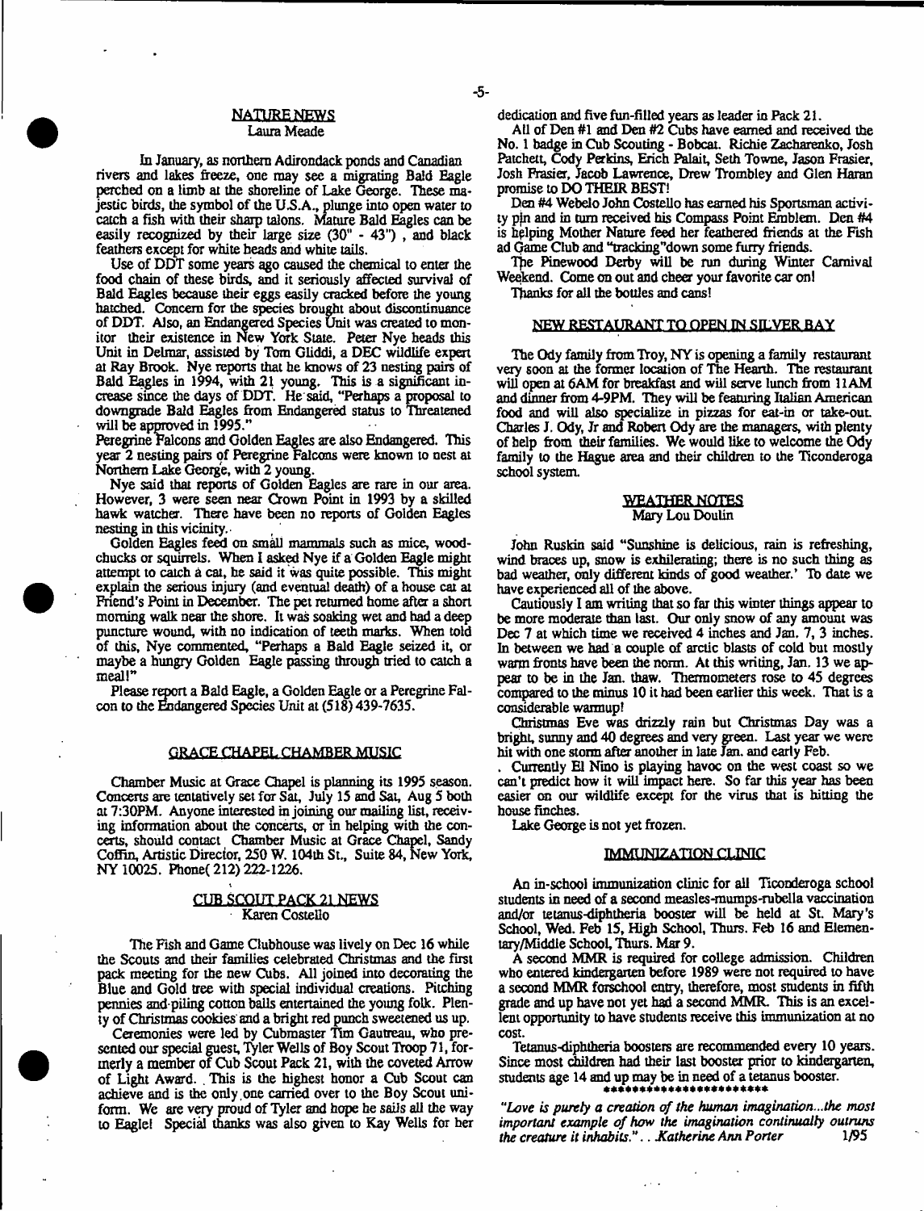## NATURE NEWS

Laura Meade

In January, as northern Adirondack ponds and Canadian rivers and lakes freeze, one may see a migrating Bald Eagle perched on a limb at the shoreline of Lake George. These majestic birds, the symbol of the U.S.A., plunge into open water to catch a fish with their sharp talons. Mature Bald Eagles can be easily recognized by their large size (30" - 43"), and black feathers except for white heads and white tails.

Use of DDT some years ago caused the chemical to enter the food chain of these birds, and it seriously affected survival of Bald Eagles because their eggs easily cracked before the young hatched. Concern for the species brought about discontinuance of DDT. Also, an Endangered Species Unit was created to monitor their existence in New York State. Peter Nye heads this Unit in Delmar, assisted by Tom Gliddi, a DEC wildlife expert at Ray Brook. Nye reports that he knows of 23 nesting pairs of Bald Eagles in 1994, with 21 young. This is a significant increase since the days of DDT. He said, "Perhaps a proposal to downgrade Bald Eagles from Endangered status to Threatened will be approved in 1995."

Peregrine Falcons and Golden Eagles are also Endangered. This year 2 nesting pairs of Peregrine Falcons were known to nest at Northern Lake George, with 2 young.

Nye said that reports of Golden Eagles are rare in our area. However, 3 were seen near Crown Point in 1993 by a skilled hawk watcher. There have been no reports of Golden Eagles nesting in this vicinity.

Golden Eagles feed on small mammals such as mice, woodchucks or squirrels. When I asked Nye if a Golden Eagle might attempt to catch a cat, he said it was quite possible. This might explain the serious injury (and eventual death) of a house cat at Friend's Point in December. The pet returned home after a short morning walk near the shore. It was soaking wet and had a deep puncture wound, with no indication of teeth marks. When told of this, Nye commented, "Perhaps a Bald Eagle seized it, or maybe a hungry Golden Eagle passing through tried to catch a meal!"

Please report a Bald Eagle, a Golden Eagle or a Peregrine Falcon to the Endangered Species Unit at (518) 439-7635.

## GRACE CHAPEL CHAMBER MUSIC

Chamber Music at Grace Chapel is planning its 1995 season. Concerts are tentatively set for Sat, July 15 and Sat, Aug 5 both at 7:30PM. Anyone interested in joining our mailing list, receiving information about the concerts, or in helping with the concerts, should contact Chamber Music at Grace Chapel, Sandy Coffin, Artistic Director, 250 W. 104th St., Suite 84, New York, NY 10025. Phone (212) 222-1226.

## CUB SCOUT PACK 21 NEWS

Karen Costello

The Fish and Game Clubhouse was lively on Dec 16 while the Scouts and their families celebrated Christmas and the first pack meeting for the new Cubs. All joined into decorating the Blue and Gold tree with special individual creations. Pitching pennies and piling cotton balls entertained the young folk. Plenty of Christmas cookies and a bright red punch sweetened us up.

Ceremonies were led by Cubmaster Tim Gautreau, who presented our special guest, Tyler Wells of Boy Scout Troop 71, formerly a member of Cub Scout Pack 21, with the coveted Arrow of Light Award. This is the highest honor a Cub Scout can achieve and is the only one carried over to the Boy Scout uniform. We are very proud of Tyler and hope he sails all the way to Eagle! Special thanks was also given to Kay Wells for her dedication and five fun-filled years as leader in Pack 21.

All of Den #1 and Den #2 Cubs have earned and received the No. 1 badge in Cub Scouting - Bobcat. Richie Zacharenko, Josh Patchett, Cody Perkins, Erich Palait, Seth Towne, Jason Frasier, Josh Frasier, Jacob Lawrence, Drew Trombley and Glen Haran promise to DO THEIR BEST!

Den #4 Webelo John Costello has earned his Sportsman activity pin and in turn received his Compass Point Emblem. Den #4 is helping Mother Nature feed her feathered friends at the Fish ad Game Club and "tracking"down some furry friends.

The Pinewood Derby will be run during Winter Carnival Weekend. Come on out and cheer your favorite car on!

Thanks for all the bottles and cans!

## NEW RESTAURANT TO OPEN IN SILVER BAY

The Ody family from Troy, NY is opening a family restaurant very soon at the former location of The Hearth. The restaurant will open at 6AM for breakfast and will serve lunch from 11AM and dinner from 4-9PM. They will be featuring Italian American food and will also specialize in pizzas for eat-in or take-out. Charles J. Ody, Jr and Robert Ody are the managers, with plenty of help from their families. We would like to welcome the Ody family to the Hague area and their children to the Ticonderoga school system.

## WEATHER NOTES

Mary Lou Doulin

John Ruskin said "Sunshine is delicious, rain is refreshing, wind braces up, snow is exhilerating; there is no such thing as bad weather, only different kinds of good weather.' To date we have experienced all of the above.

Cautiously I am writing that so far this winter things appear to be more moderate than last. Our only snow of any amount was Dec 7 at which time we received 4 inches and Jan. 7, 3 inches. In between we had a couple of arctic blasts of cold but mostly warm fronts have been the norm. At this writing, Jan. 13 we appear to be in the Jan. thaw. Thermometers rose to 45 degrees compared to the minus 10 it had been earlier this week. That is a considerable warmup!

Christmas Eve was drizzly rain but Christmas Day was a bright, sunny and 40 degrees and very green. Last year we were hit with one storm after another in late Jan. and early Feb.

Currently El Nino is playing havoc on the west coast so we can't predict how it will impact here. So far this year has been easier on our wildlife except for the virus that is hitting the house finches.

Lake George is not yet frozen.

## IMMUNIZATION CLINIC

An in-school immunization clinic for all Ticonderoga school students in need of a second measles-mumps-rubella vaccination and/or tetanus-diphtheria booster will be held at St. Mary's School, Wed. Feb 15, High School, Thurs. Feb 16 and Elementary/Middle School, Thurs. Mar 9.

A second MMR is required for college admission. Children who entered kindergarten before 1989 were not required to have a second MMR forschool entry, therefore, most students in fifth grade and up have not yet had a second MMR. This is an excellent opportunity to have students receive this immunization at no cost.

Tetanus-diphtheria boosters are recommended every 10 years. Since most children had their last booster prior to kindergarten, students age 14 and up may be in need of a tetanus booster.

***********************

*"Love is purely a creation of the human imagination...the most important example of how the imagination continually outruns the creature it inhabits."* . . *Katherine Ann Porter* 1/95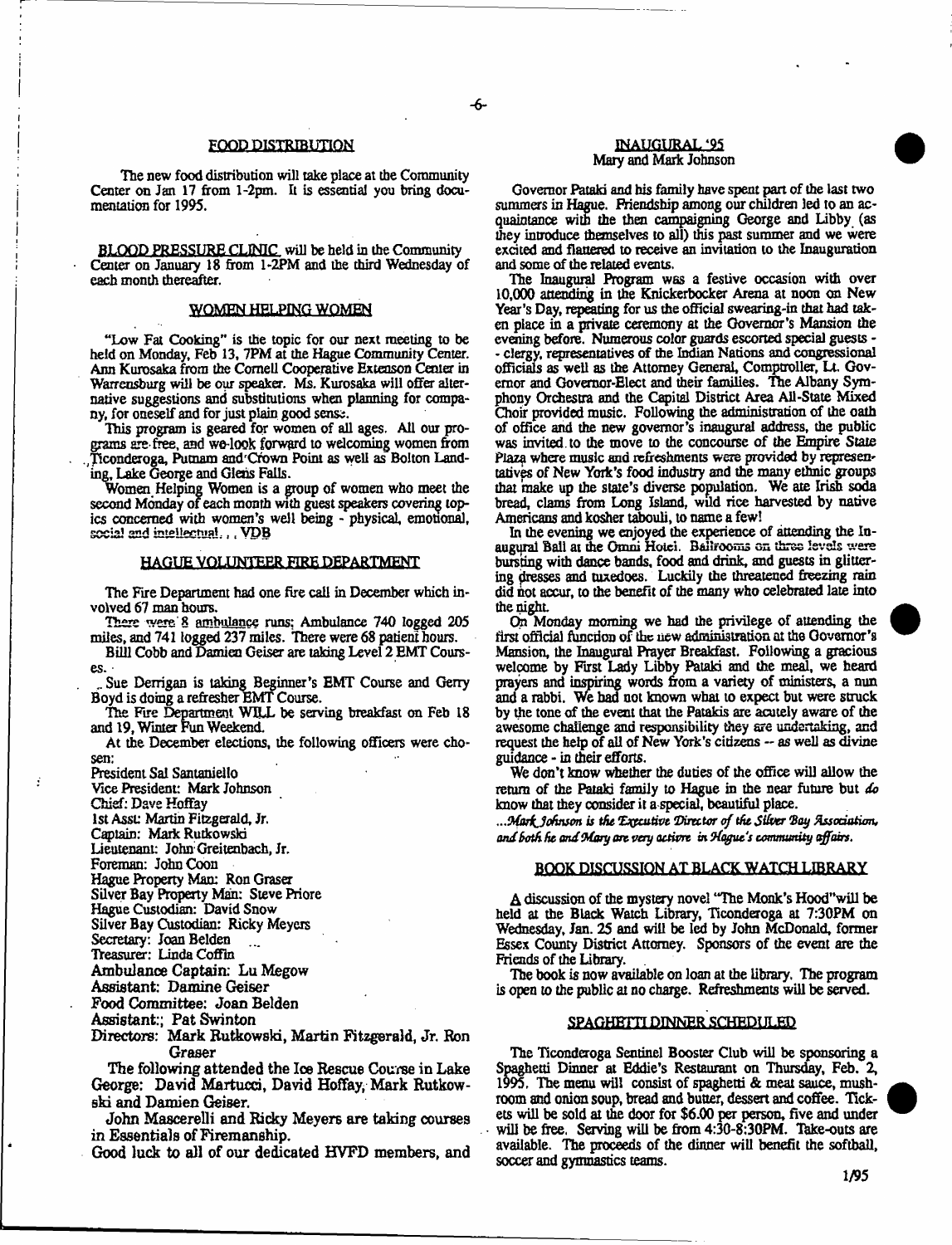## FOOD DISTRIBUTION

The new food distribution will take place at the Community Center on Jan 17 from 1-2pm. It is essential you bring documentation for 1995.

**BLOOD PRESSURE CLINIC** will be held in the Community Center on January 18 from 1-2PM and the third Wednesday of each month thereafter.

## WOMEN HELPING WOMEN

"Low Fat Cooking" is the topic for our next meeting to be held on Monday, Feb 13, 7PM at the Hague Community Center. Ann Kurosaka from the Cornell Cooperative Extenson Center in Warrensburg will be our speaker. Ms. Kurosaka will offer alternative suggestions and substitutions when planning for company, for oneself and for just plain good sense.

This program is geared for women of all ages. All our programs are free, and we look forward to welcoming women from Ticonderoga, Putnam and Crown Point as well as Bolton Landing, Lake George and Glens Falls.

Women Helping Women is a group of women who meet the second Monday of each month with guest speakers covering topics concerned with women's well being - physical, emotional, social and intellectual. . . VDB

## HAGUE VOLUNTEER FIRE DEPARTMENT

The Fire Department had one fire call in December which involved 67 man hours.

There were 8 ambulance runs; Ambulance 740 logged 205 miles, and 741 logged 237 miles. There were 68 patient hours.

Billl Cobb and Damien Geiser are taking Level 2 EMT Courses.

Sue Derrigan is taking Beginner's EMT Course and Gerry Boyd is doing a refresher EMT Course.

The Fire Department WILL be serving breakfast on Feb 18 and 19, Winter Fun Weekend.

At the December elections, the following officers were chosen:

President Sal Santaniello
Vice President: Mark Johnson
Chief: Dave Hoffay
1st Asst: Martin Fitzgerald, Jr.
Captain: Mark Rutkowski
Lieutenant: John Greitenbach, Jr.
Foreman: John Coon
Hague Property Man: Ron Graser
Silver Bay Property Man: Steve Priore
Hague Custodian: David Snow
Silver Bay Custodian: Ricky Meyers
Secretary: Joan Belden
Treasurer: Linda Coffin
Ambulance Captain: Lu Megow
Assistant: Damine Geiser
Food Committee: Joan Belden
Assistant:; Pat Swinton
Directors: Mark Rutkowski, Martin Fitzgerald, Jr. Ron Graser

The following attended the Ice Rescue Course in Lake George: David Martucci, David Hoffay, Mark Rutkowski and Damien Geiser.

John Mascerelli and Ricky Meyers are taking courses in Essentials of Firemanship.

Good luck to all of our dedicated HVFD members, and

## INAUGURAL '95

Mary and Mark Johnson

Governor Pataki and his family have spent part of the last two summers in Hague. Friendship among our children led to an acquaintance with the then campaigning George and Libby (as they introduce themselves to all) this past summer and we were excited and flattered to receive an invitation to the Inauguration and some of the related events.

The Inaugural Program was a festive occasion with over 10,000 attending in the Knickerbocker Arena at noon on New Year's Day, repeating for us the official swearing-in that had taken place in a private ceremony at the Governor's Mansion the evening before. Numerous color guards escorted special guests - - clergy, representatives of the Indian Nations and congressional officials as well as the Attorney General, Comptroller, Lt. Governor and Governor-Elect and their families. The Albany Symphony Orchestra and the Capital District Area All-State Mixed Choir provided music. Following the administration of the oath of office and the new governor's inaugural address, the public was invited to the move to the concourse of the Empire State Plaza where music and refreshments were provided by representatives of New York's food industry and the many ethnic groups that make up the state's diverse population. We ate Irish soda bread, clams from Long Island, wild rice harvested by native Americans and kosher tabouli, to name a few!

In the evening we enjoyed the experience of attending the Inaugural Ball at the Omni Hotel. Ballrooms on three levels were bursting with dance bands, food and drink, and guests in glittering dresses and tuxedoes. Luckily the threatened freezing rain did not occur, to the benefit of the many who celebrated late into the night.

On Monday morning we had the privilege of attending the first official function of the new administration at the Governor's Mansion, the Inaugural Prayer Breakfast. Following a gracious welcome by First Lady Libby Pataki and the meal, we heard prayers and inspiring words from a variety of ministers, a nun and a rabbi. We had not known what to expect but were struck by the tone of the event that the Patakis are acutely aware of the awesome challenge and responsibility they are undertaking, and request the help of all of New York's citizens -- as well as divine guidance - in their efforts.

We don't know whether the duties of the office will allow the return of the Pataki family to Hague in the near future but *do* know that they consider it a special, beautiful place.

*...Mark Johnson is the Executive Director of the Silver Bay Association, and both he and Mary are very active in Hague's community affairs.*

## BOOK DISCUSSION AT BLACK WATCH LIBRARY

A discussion of the mystery novel "The Monk's Hood" will be held at the Black Watch Library, Ticonderoga at 7:30PM on Wednesday, Jan. 25 and will be led by John McDonald, former Essex County District Attorney. Sponsors of the event are the Friends of the Library.

The book is now available on loan at the library. The program is open to the public at no charge. Refreshments will be served.

## SPAGHETTI DINNER SCHEDULED

The Ticonderoga Sentinel Booster Club will be sponsoring a Spaghetti Dinner at Eddie's Restaurant on Thursday, Feb. 2, 1995. The menu will consist of spaghetti & meat sauce, mushroom and onion soup, bread and butter, dessert and coffee. Tickets will be sold at the door for $6.00 per person, five and under will be free. Serving will be from 4:30-8:30PM. Take-outs are available. The proceeds of the dinner will benefit the softball, soccer and gymnastics teams.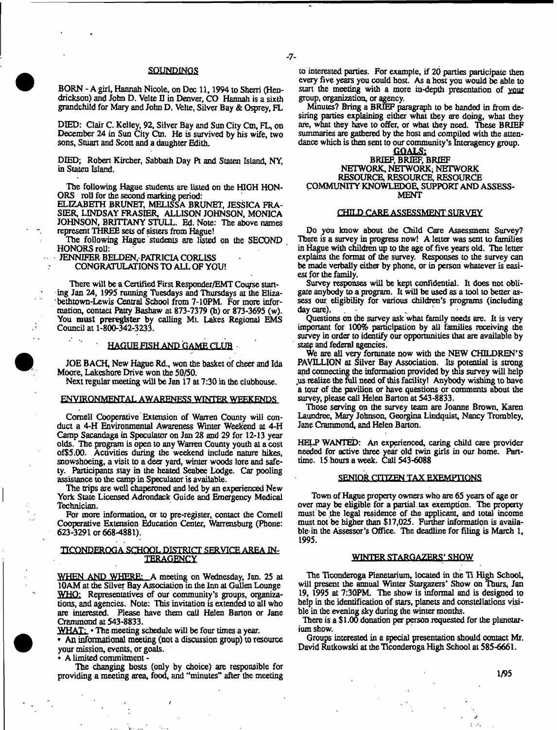## SOUNDINGS

BORN - A girl, Hannah Nicole, on Dec 11, 1994 to Sherri (Hendrickson) and John D. Velte II in Denver, CO Hannah is a sixth grandchild for Mary and John D. Velte, Silver Bay & Osprey, FL

DIED: Clair C. Kelley, 92, Silver Bay and Sun City Ctn, FL, on December 24 in Sun City Ctn. He is survived by his wife, two sons, Stuart and Scott and a daughter Edith.

DIED; Robert Kircher, Sabbath Day Pt and Staten Island, NY, in Staten Island.

The following Hague students are listed on the HIGH HONORS roll for the second marking period:
ELIZABETH BRUNET, MELISSA BRUNET, JESSICA FRASIER, LINDSAY FRASIER, ALLISON JOHNSON, MONICA JOHNSON, BRITTANY STULL. Ed. Note: The above names represent THREE sets of sisters from Hague!

The following Hague students are listed on the SECOND HONORS roll:
JENNIFER BELDEN, PATRICIA CORLISS
CONGRATULATIONS TO ALL OF YOU!

There will be a Certified First Responder/EMT Course starting Jan 24, 1995 running Tuesdays and Thursdays at the Elizabethtown-Lewis Central School from 7-10PM. For more information, contact Patty Bashaw at 873-7379 (h) or 873-3695 (w). You must preregister by calling Mt. Lakes Regional EMS Council at 1-800-342-3233.

## HAGUE FISH AND GAME CLUB

JOE BACH, New Hague Rd., won the basket of cheer and Ida Moore, Lakeshore Drive won the 50/50.

Next regular meeting will be Jan 17 at 7:30 in the clubhouse.

## ENVIRONMENTAL AWARENESS WINTER WEEKENDS

Cornell Cooperative Extension of Warren County will conduct a 4-H Environmental Awareness Winter Weekend at 4-H Camp Sacandaga in Speculator on Jan 28 and 29 for 12-13 year olds. The program is open to any Warren County youth at a cost of$5.00. Activities during the weekend include nature hikes, snowshoeing, a visit to a deer yard, winter woods lore and safety. Participants stay in the heated Seabee Lodge. Car pooling assistance to the camp in Speculator is available.

The trips are well chaperoned and led by an experienced New York State Licensed Adrondack Guide and Emergency Medical Technician.

For more information, or to pre-register, contact the Cornell Cooperative Extension Education Center, Warrensburg (Phone: 623-3291 or 668-4881).

## TICONDEROGA SCHOOL DISTRICT SERVICE AREA INTERAGENCY

WHEN AND WHERE: A meeting on Wednesday, Jan. 25 at 10AM at the Silver Bay Association in the Inn at Gullen Lounge

WHO: Representatives of our community's groups, organizations, and agencies. Note: This invitation is extended to all who are interested. Please have them call Helen Barton or Jane Crammond at 543-8833.

WHAT: • The meeting schedule will be four times a year.

• An informational meeting (not a discussion group) to resource your mission, events, or goals.

• A limited commitment -

The changing hosts (only by choice) are responsible for providing a meeting area, food, and "minutes" after the meeting to interested parties. For example, if 20 parties participate then every five years you could host. As a host you would be able to start the meeting with a more in-depth presentation of your group, organization, or agency.

Minutes? Bring a BRIEF paragraph to be handed in from desiring parties explaining either what they are doing, what they are, what they have to offer, or what they need. These BRIEF summaries are gathered by the host and compiled with the attendance which is then sent to our community's Interagency group.

**GOALS:**
BRIEF, BRIEF, BRIEF
NETWORK, NETWORK, NETWORK
RESOURCE, RESOURCE, RESOURCE
COMMUNITY KNOWLEDGE, SUPPORT AND ASSESSMENT

## CHILD CARE ASSESSMENT SURVEY

Do you know about the Child Care Assessment Survey? There is a survey in progress now! A letter was sent to families in Hague with children up to the age of five years old. The letter explains the format of the survey. Responses to the survey can be made verbally either by phone, or in person whatever is easiest for the family.

Survey responses will be kept confidential. It does not obligate anybody to a program. It will be used as a tool to better assess our eligibility for various children's programs (including day care).

Questions on the survey ask what family needs are. It is very important for 100% participation by all families receiving the survey in order to identify our opportunities that are available by state and federal agencies.

We are all very fortunate now with the NEW CHILDREN'S PAVILLION at Silver Bay Association. Its potential is strong and connecting the information provided by this survey will help us realize the full need of this facility! Anybody wishing to have a tour of the pavilion or have questions or comments about the survey, please call Helen Barton at 543-8833.

Those serving on the survey team are Joanne Brown, Karen Laundree, Mary Johnson, Georgina Lindquist, Nancy Trombley, Jane Crammond, and Helen Barton.

HELP WANTED: An experienced, caring child care provider needed for active three year old twin girls in our home. Parttime. 15 hours a week. Call 543-6088

## SENIOR CITIZEN TAX EXEMPTIONS

Town of Hague property owners who are 65 years of age or over may be eligible for a partial tax exemption. The property must be the legal residence of the applicant, and total income must not be higher than $17,025. Further information is available in the Assessor's Office. The deadline for filing is March 1, 1995.

## WINTER STARGAZERS' SHOW

The Ticonderoga Planetarium, located in the Ti High School, will present the annual Winter Stargazers' Show on Thurs, Jan 19, 1995 at 7:30PM. The show is informal and is designed to help in the identification of stars, planets and constellations visible in the evening sky during the winter months.

There is a $1.00 donation per person requested for the planetarium show.

Groups interested in a special presentation should contact Mr. David Rutkowski at the Ticonderoga High School at 585-6661.

1/95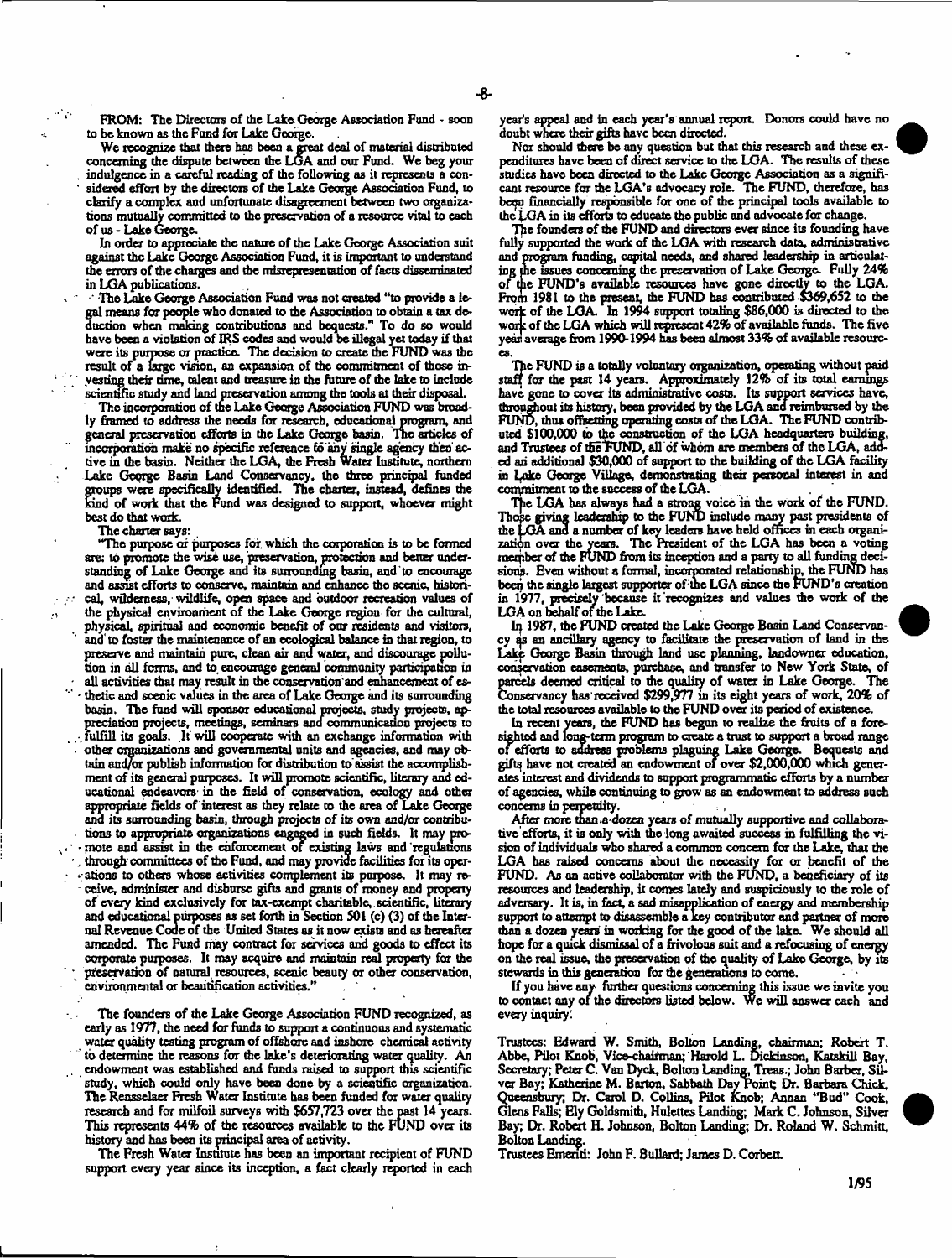FROM: The Directors of the Lake George Association Fund - soon to be known as the Fund for Lake George.

We recognize that there has been a great deal of material distributed concerning the dispute between the LGA and our Fund. We beg your indulgence in a careful reading of the following as it represents a considered effort by the directors of the Lake George Association Fund, to clarify a complex and unfortunate disagreement between two organizations mutually committed to the preservation of a resource vital to each of us - Lake George.

In order to appreciate the nature of the Lake George Association suit against the Lake George Association Fund, it is important to understand the errors of the charges and the misrepresentation of facts disseminated in LGA publications.

The Lake George Association Fund was not created "to provide a legal means for people who donated to the Association to obtain a tax deduction when making contributions and bequests." To do so would have been a violation of IRS codes and would be illegal yet today if that were its purpose or practice. The decision to create the FUND was the result of a large vision, an expansion of the commitment of those investing their time, talent and treasure in the future of the lake to include scientific study and land preservation among the tools at their disposal.

The incorporation of the Lake George Association FUND was broadly framed to address the needs for research, educational program, and general preservation efforts in the Lake George basin. The articles of incorporation make no specific reference to any single agency then active in the basin. Neither the LGA, the Fresh Water Institute, northern Lake George Basin Land Conservancy, the three principal funded groups were specifically identified. The charter, instead, defines the kind of work that the Fund was designed to support, whoever might best do that work.

The charter says:

"The purpose or purposes for which the corporation is to be formed are: to promote the wise use, preservation, protection and better understanding of Lake George and its surrounding basin, and to encourage and assist efforts to conserve, maintain and enhance the scenic, historical, wilderness, wildlife, open space and outdoor recreation values of the physical environment of the Lake George region for the cultural, physical, spiritual and economic benefit of our residents and visitors, and to foster the maintenance of an ecological balance in that region, to preserve and maintain pure, clean air and water, and discourage pollution in all forms, and to encourage general community participation in all activities that may result in the conservation and enhancement of esthetic and scenic values in the area of Lake George and its surrounding basin. The fund will sponsor educational projects, study projects, appreciation projects, meetings, seminars and communication projects to fulfill its goals. It will cooperate with an exchange information with other organizations and governmental units and agencies, and may obtain and/or publish information for distribution to assist the accomplishment of its general purposes. It will promote scientific, literary and educational endeavors in the field of conservation, ecology and other appropriate fields of interest as they relate to the area of Lake George and its surrounding basin, through projects of its own and/or contributions to appropriate organizations engaged in such fields. It may promote and assist in the enforcement of existing laws and regulations through committees of the Fund, and may provide facilities for its operations to others whose activities complement its purpose. It may receive, administer and disburse gifts and grants of money and property of every kind exclusively for tax-exempt charitable, scientific, literary and educational purposes as set forth in Section 501 (c) (3) of the Internal Revenue Code of the United States as it now exists and as hereafter amended. The Fund may contract for services and goods to effect its corporate purposes. It may acquire and maintain real property for the preservation of natural resources, scenic beauty or other conservation, environmental or beautification activities."

The founders of the Lake George Association FUND recognized, as early as 1977, the need for funds to support a continuous and systematic water quality testing program of offshore and inshore chemical activity to determine the reasons for the lake's deteriorating water quality. An endowment was established and funds raised to support this scientific study, which could only have been done by a scientific organization. The Rensselaer Fresh Water Institute has been funded for water quality research and for milfoil surveys with $657,723 over the past 14 years. This represents 44% of the resources available to the FUND over its history and has been its principal area of activity.

The Fresh Water Institute has been an important recipient of FUND support every year since its inception, a fact clearly reported in each year's appeal and in each year's annual report. Donors could have no doubt where their gifts have been directed.

Nor should there be any question but that this research and these expenditures have been of direct service to the LGA. The results of these studies have been directed to the Lake George Association as a significant resource for the LGA's advocacy role. The FUND, therefore, has been financially responsible for one of the principal tools available to the LGA in its efforts to educate the public and advocate for change.

The founders of the FUND and directors ever since its founding have fully supported the work of the LGA with research data, administrative and program funding, capital needs, and shared leadership in articulating the issues concerning the preservation of Lake George. Fully 24% of the FUND's available resources have gone directly to the LGA. From 1981 to the present, the FUND has contributed $369,652 to the work of the LGA. In 1994 support totaling $86,000 is directed to the work of the LGA which will represent 42% of available funds. The five year average from 1990-1994 has been almost 33% of available resources.

The FUND is a totally voluntary organization, operating without paid staff for the past 14 years. Approximately 12% of its total earnings have gone to cover its administrative costs. Its support services have, throughout its history, been provided by the LGA and reimbursed by the FUND, thus offsetting operating costs of the LGA. The FUND contributed $100,000 to the construction of the LGA headquarters building, and Trustees of the FUND, all of whom are members of the LGA, added an additional $30,000 of support to the building of the LGA facility in Lake George Village, demonstrating their personal interest in and commitment to the success of the LGA.

The LGA has always had a strong voice in the work of the FUND. Those giving leadership to the FUND include many past presidents of the LGA and a number of key leaders have held offices in each organization over the years. The President of the LGA has been a voting member of the FUND from its inception and a party to all funding decisions. Even without a formal, incorporated relationship, the FUND has been the single largest supporter of the LGA since the FUND's creation in 1977, precisely because it recognizes and values the work of the LGA on behalf of the Lake.

In 1987, the FUND created the Lake George Basin Land Conservancy as an ancillary agency to facilitate the preservation of land in the Lake George Basin through land use planning, landowner education, conservation easements, purchase, and transfer to New York State, of parcels deemed critical to the quality of water in Lake George. The Conservancy has received $299,977 in its eight years of work, 20% of the total resources available to the FUND over its period of existence.

In recent years, the FUND has begun to realize the fruits of a foresighted and long-term program to create a trust to support a broad range of efforts to address problems plaguing Lake George. Bequests and gifts have not created an endowment of over $2,000,000 which generates interest and dividends to support programmatic efforts by a number of agencies, while continuing to grow as an endowment to address such concerns in perpetuity.

After more than a dozen years of mutually supportive and collaborative efforts, it is only with the long awaited success in fulfilling the vision of individuals who shared a common concern for the Lake, that the LGA has raised concerns about the necessity for or benefit of the FUND. As an active collaborator with the FUND, a beneficiary of its resources and leadership, it comes lately and suspiciously to the role of adversary. It is, in fact, a sad misapplication of energy and membership support to attempt to disassemble a key contributor and partner of more than a dozen years in working for the good of the lake. We should all hope for a quick dismissal of a frivolous suit and a refocusing of energy on the real issue, the preservation of the quality of Lake George, by its stewards in this generation for the generations to come.

If you have any further questions concerning this issue we invite you to contact any of the directors listed below. We will answer each and every inquiry.

Trustees: Edward W. Smith, Bolton Landing, chairman; Robert T. Abbe, Pilot Knob, Vice-chairman; Harold L. Dickinson, Katskill Bay, Secretary; Peter C. Van Dyck, Bolton Landing, Treas.; John Barber, Silver Bay; Katherine M. Barton, Sabbath Day Point; Dr. Barbara Chick, Queensbury; Dr. Carol D. Collins, Pilot Knob; Annan "Bud" Cook, Glens Falls; Ely Goldsmith, Huletts Landing; Mark C. Johnson, Silver Bay; Dr. Robert H. Johnson, Bolton Landing; Dr. Roland W. Schmitt, Bolton Landing.

Trustees Emeriti: John F. Bullard; James D. Corbett.

1/95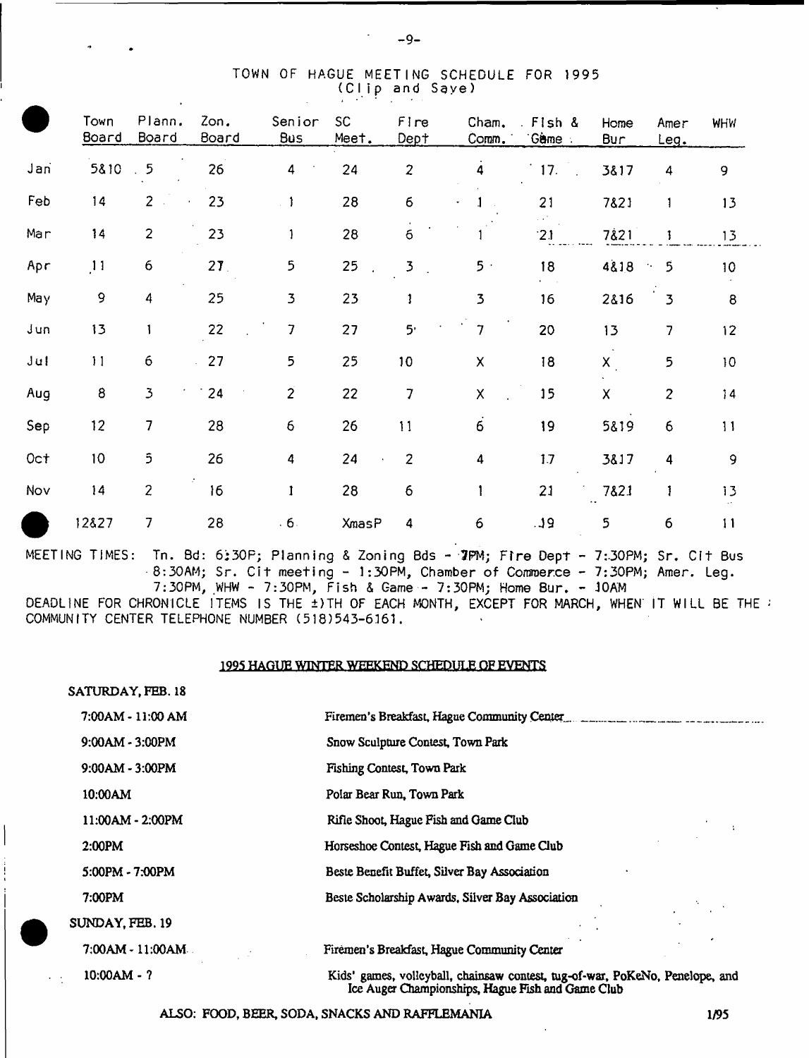# TOWN OF HAGUE MEETING SCHEDULE FOR 1995
(Clip and Save)

| | Town Board | Plann. Board | Zon. Board | Senior Bus | SC Meet. | Fire Dept | Cham. Comm. | Fish & Game | Home Bur | Amer Leg. | WHW |
|---|---|---|---|---|---|---|---|---|---|---|---|
| Jan | 5&10 | 5 | 26 | 4 | 24 | 2 | 4 | 17 | 3&17 | 4 | 9 |
| Feb | 14 | 2 | 23 | 1 | 28 | 6 | 1 | 21 | 7&21 | 1 | 13 |
| Mar | 14 | 2 | 23 | 1 | 28 | 6 | 1 | 21 | 7&21 | 1 | 13 |
| Apr | 11 | 6 | 27 | 5 | 25 | 3 | 5 | 18 | 4&18 | 5 | 10 |
| May | 9 | 4 | 25 | 3 | 23 | 1 | 3 | 16 | 2&16 | 3 | 8 |
| Jun | 13 | 1 | 22 | 7 | 27 | 5 | 7 | 20 | 13 | 7 | 12 |
| Jul | 11 | 6 | 27 | 5 | 25 | 10 | X | 18 | X | 5 | 10 |
| Aug | 8 | 3 | 24 | 2 | 22 | 7 | X | 15 | X | 2 | 14 |
| Sep | 12 | 7 | 28 | 6 | 26 | 11 | 6 | 19 | 5&19 | 6 | 11 |
| Oct | 10 | 5 | 26 | 4 | 24 | 2 | 4 | 17 | 3&17 | 4 | 9 |
| Nov | 14 | 2 | 16 | 1 | 28 | 6 | 1 | 21 | 7&21 | 1 | 13 |
| | 12&27 | 7 | 28 | 6 | XmasP | 4 | 6 | 19 | 5 | 6 | 11 |

MEETING TIMES: Tn. Bd: 6:30P; Planning & Zoning Bds - 7PM; Fire Dept - 7:30PM; Sr. Cit Bus 8:30AM; Sr. Cit meeting - 1:30PM, Chamber of Commerce - 7:30PM; Amer. Leg. 7:30PM, WHW - 7:30PM, Fish & Game - 7:30PM; Home Bur. - 10AM

DEADLINE FOR CHRONICLE ITEMS IS THE ±)TH OF EACH MONTH, EXCEPT FOR MARCH, WHEN IT WILL BE THE
COMMUNITY CENTER TELEPHONE NUMBER (518)543-6161.

## 1995 HAGUE WINTER WEEKEND SCHEDULE OF EVENTS

**SATURDAY, FEB. 18**

| | |
|---|---|
| 7:00AM - 11:00 AM | Firemen's Breakfast, Hague Community Center |
| 9:00AM - 3:00PM | Snow Sculpture Contest, Town Park |
| 9:00AM - 3:00PM | Fishing Contest, Town Park |
| 10:00AM | Polar Bear Run, Town Park |
| 11:00AM - 2:00PM | Rifle Shoot, Hague Fish and Game Club |
| 2:00PM | Horseshoe Contest, Hague Fish and Game Club |
| 5:00PM - 7:00PM | Beste Benefit Buffet, Silver Bay Association |
| 7:00PM | Beste Scholarship Awards, Silver Bay Association |

**SUNDAY, FEB. 19**

| | |
|---|---|
| 7:00AM - 11:00AM | Firemen's Breakfast, Hague Community Center |
| 10:00AM - ? | Kids' games, volleyball, chainsaw contest, tug-of-war, PoKeNo, Penelope, and Ice Auger Championships, Hague Fish and Game Club |

ALSO: FOOD, BEER, SODA, SNACKS AND RAFFLEMANIA

1/95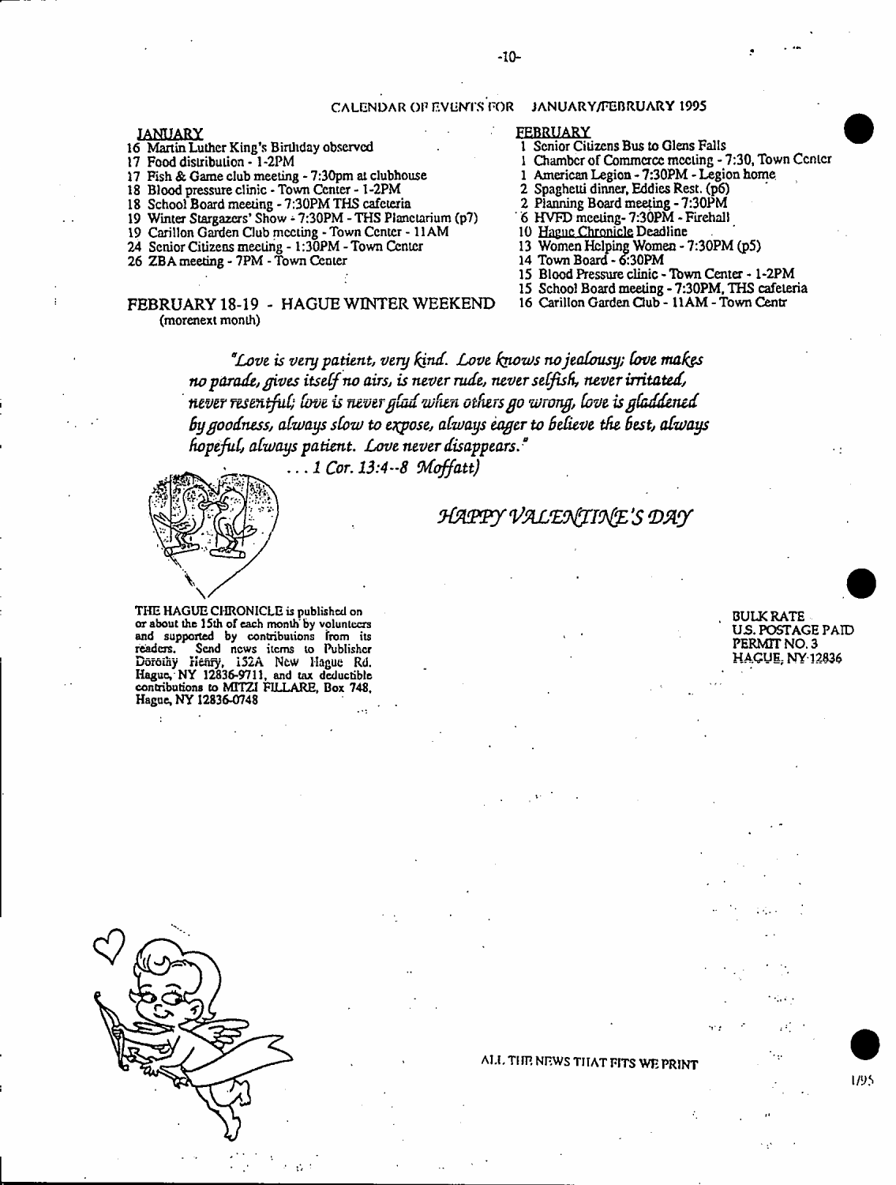## CALENDAR OF EVENTS FOR JANUARY/FEBRUARY 1995

### JANUARY

16 Martin Luther King's Birthday observed
17 Food distribution - 1-2PM
17 Fish & Game club meeting - 7:30pm at clubhouse
18 Blood pressure clinic - Town Center - 1-2PM
18 School Board meeting - 7:30PM THS cafeteria
19 Winter Stargazers' Show - 7:30PM - THS Planetarium (p7)
19 Carillon Garden Club meeting - Town Center - 11AM
24 Senior Citizens meeting - 1:30PM - Town Center
26 ZBA meeting - 7PM - Town Center

FEBRUARY 18-19 - HAGUE WINTER WEEKEND
(morenext month)

### FEBRUARY

1 Senior Citizens Bus to Glens Falls
1 Chamber of Commerce meeting - 7:30, Town Center
1 American Legion - 7:30PM - Legion home
2 Spaghetti dinner, Eddies Rest. (p6)
2 Planning Board meeting - 7:30PM
6 HVFD meeting- 7:30PM - Firehall
10 Hague Chronicle Deadline
13 Women Helping Women - 7:30PM (p5)
14 Town Board - 6:30PM
15 Blood Pressure clinic - Town Center - 1-2PM
15 School Board meeting - 7:30PM, THS cafeteria
16 Carillon Garden Club - 11AM - Town Centr

*"Love is very patient, very kind. Love knows no jealousy; love makes no parade, gives itself no airs, is never rude, never selfish, never irritated, never resentful; love is never glad when others go wrong, love is gladdened by goodness, always slow to expose, always eager to believe the best, always hopeful, always patient. Love never disappears."*

*... 1 Cor. 13:4--8 Moffatt)*

*HAPPY VALENTINE'S DAY*

THE HAGUE CHRONICLE is published on or about the 15th of each month by volunteers and supported by contributions from its readers. Send news items to Publisher Dorothy Henry, 152A New Hague Rd. Hague, NY 12836-9711, and tax deductible contributions to MITZI FILLARE, Box 748, Hague, NY 12836-0748

BULK RATE
U.S. POSTAGE PAID
PERMIT NO. 3
HAGUE, NY 12836

ALL THE NEWS THAT FITS WE PRINT

1/95